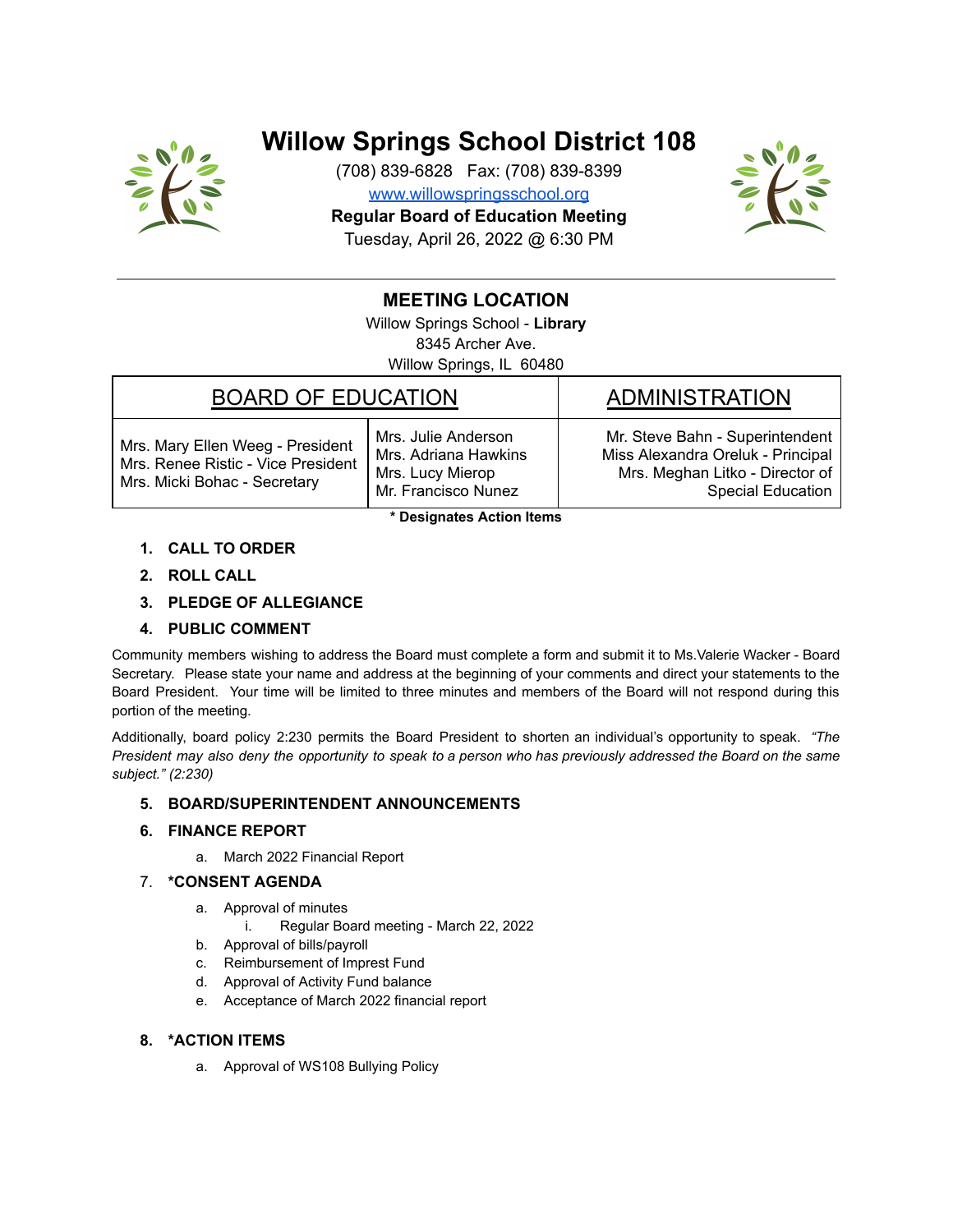# Willow Springs School District 108

(708) 839-6828 Fax: (708) 839-8399

www.willowspringsschool.org

**Regular Board of Education Meeting**

Tuesday, April 26, 2022 @ 6:30 PM

## MEETING LOCATION

Willow Springs School - **Library**
8345 Archer Ave.
Willow Springs, IL 60480

| BOARD OF EDUCATION | | ADMINISTRATION |
|---|---|---|
| Mrs. Mary Ellen Weeg - President<br>Mrs. Renee Ristic - Vice President<br>Mrs. Micki Bohac - Secretary | Mrs. Julie Anderson<br>Mrs. Adriana Hawkins<br>Mrs. Lucy Mierop<br>Mr. Francisco Nunez | Mr. Steve Bahn - Superintendent<br>Miss Alexandra Oreluk - Principal<br>Mrs. Meghan Litko - Director of Special Education |

**\* Designates Action Items**

1. **CALL TO ORDER**
2. **ROLL CALL**
3. **PLEDGE OF ALLEGIANCE**
4. **PUBLIC COMMENT**

Community members wishing to address the Board must complete a form and submit it to Ms.Valerie Wacker - Board Secretary. Please state your name and address at the beginning of your comments and direct your statements to the Board President. Your time will be limited to three minutes and members of the Board will not respond during this portion of the meeting.

Additionally, board policy 2:230 permits the Board President to shorten an individual's opportunity to speak. *"The President may also deny the opportunity to speak to a person who has previously addressed the Board on the same subject." (2:230)*

5. **BOARD/SUPERINTENDENT ANNOUNCEMENTS**
6. **FINANCE REPORT**
   a. March 2022 Financial Report
7. ***CONSENT AGENDA**
   a. Approval of minutes
      i. Regular Board meeting - March 22, 2022
   b. Approval of bills/payroll
   c. Reimbursement of Imprest Fund
   d. Approval of Activity Fund balance
   e. Acceptance of March 2022 financial report
8. ***ACTION ITEMS**
   a. Approval of WS108 Bullying Policy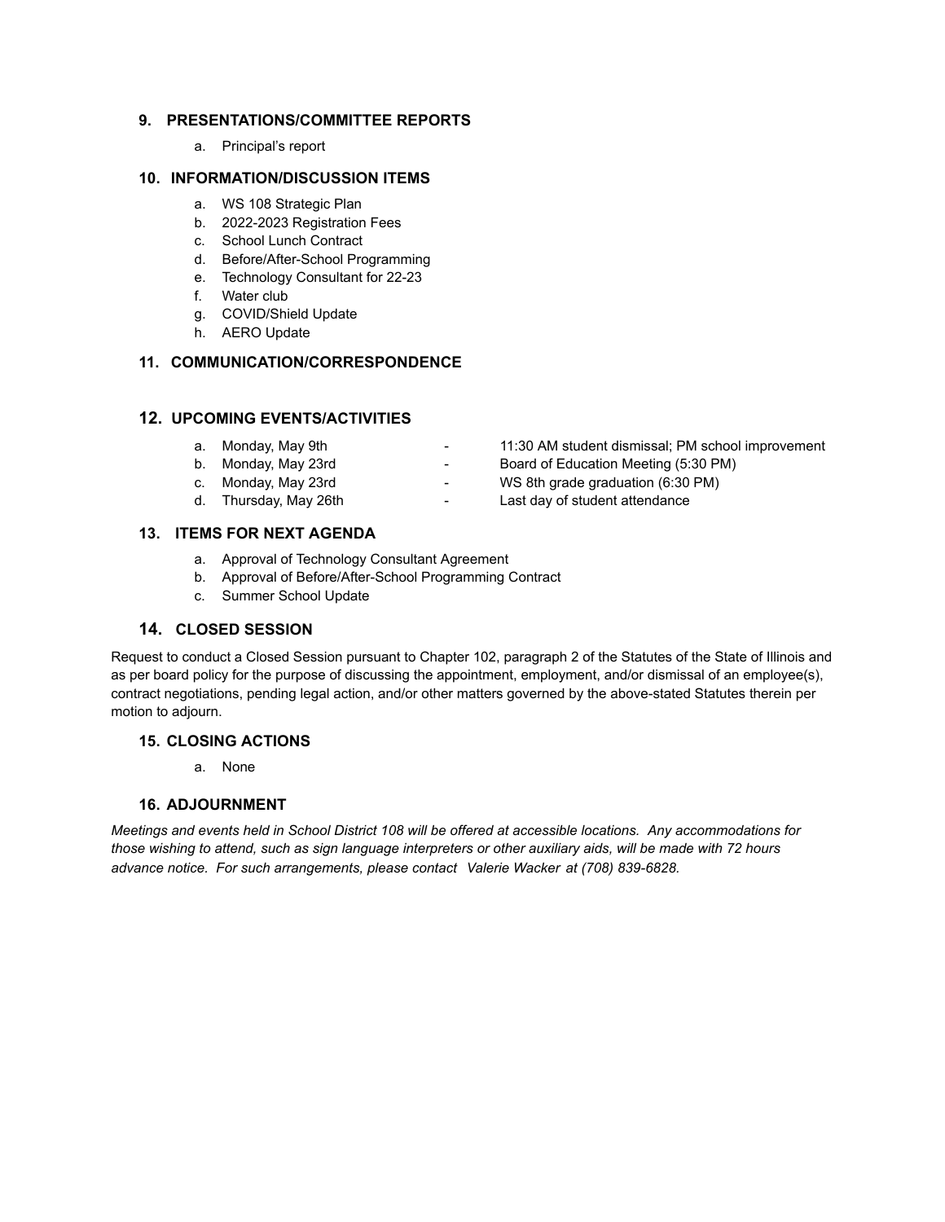## 9. PRESENTATIONS/COMMITTEE REPORTS

a. Principal's report

## 10. INFORMATION/DISCUSSION ITEMS

a. WS 108 Strategic Plan
b. 2022-2023 Registration Fees
c. School Lunch Contract
d. Before/After-School Programming
e. Technology Consultant for 22-23
f. Water club
g. COVID/Shield Update
h. AERO Update

## 11. COMMUNICATION/CORRESPONDENCE

## 12. UPCOMING EVENTS/ACTIVITIES

a. Monday, May 9th - 11:30 AM student dismissal; PM school improvement
b. Monday, May 23rd - Board of Education Meeting (5:30 PM)
c. Monday, May 23rd - WS 8th grade graduation (6:30 PM)
d. Thursday, May 26th - Last day of student attendance

## 13. ITEMS FOR NEXT AGENDA

a. Approval of Technology Consultant Agreement
b. Approval of Before/After-School Programming Contract
c. Summer School Update

## 14. CLOSED SESSION

Request to conduct a Closed Session pursuant to Chapter 102, paragraph 2 of the Statutes of the State of Illinois and as per board policy for the purpose of discussing the appointment, employment, and/or dismissal of an employee(s), contract negotiations, pending legal action, and/or other matters governed by the above-stated Statutes therein per motion to adjourn.

## 15. CLOSING ACTIONS

a. None

## 16. ADJOURNMENT

*Meetings and events held in School District 108 will be offered at accessible locations. Any accommodations for those wishing to attend, such as sign language interpreters or other auxiliary aids, will be made with 72 hours advance notice. For such arrangements, please contact Valerie Wacker at (708) 839-6828.*